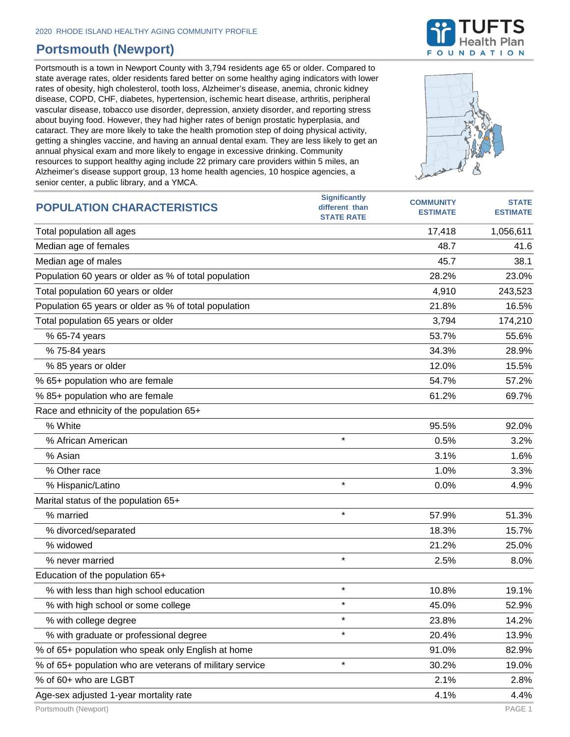2020 RHODE ISLAND HEALTHY AGING COMMUNITY PROFILE

# Portsmouth (Newport)

Portsmouth is a town in Newport County with 3,794 residents age 65 or older. Compared to state average rates, older residents fared better on some healthy aging indicators with lower rates of obesity, high cholesterol, tooth loss, Alzheimer's disease, anemia, chronic kidney disease, COPD, CHF, diabetes, hypertension, ischemic heart disease, arthritis, peripheral vascular disease, tobacco use disorder, depression, anxiety disorder, and reporting stress about buying food. However, they had higher rates of benign prostatic hyperplasia, and cataract. They are more likely to take the health promotion step of doing physical activity, getting a shingles vaccine, and having an annual dental exam. They are less likely to get an annual physical exam and more likely to engage in excessive drinking. Community resources to support healthy aging include 22 primary care providers within 5 miles, an Alzheimer's disease support group, 13 home health agencies, 10 hospice agencies, a senior center, a public library, and a YMCA.

| POPULATION CHARACTERISTICS | Significantly different than STATE RATE | COMMUNITY ESTIMATE | STATE ESTIMATE |
|---|---|---|---|
| Total population all ages | | 17,418 | 1,056,611 |
| Median age of females | | 48.7 | 41.6 |
| Median age of males | | 45.7 | 38.1 |
| Population 60 years or older as % of total population | | 28.2% | 23.0% |
| Total population 60 years or older | | 4,910 | 243,523 |
| Population 65 years or older as % of total population | | 21.8% | 16.5% |
| Total population 65 years or older | | 3,794 | 174,210 |
| % 65-74 years | | 53.7% | 55.6% |
| % 75-84 years | | 34.3% | 28.9% |
| % 85 years or older | | 12.0% | 15.5% |
| % 65+ population who are female | | 54.7% | 57.2% |
| % 85+ population who are female | | 61.2% | 69.7% |
| Race and ethnicity of the population 65+ | | | |
| % White | | 95.5% | 92.0% |
| % African American | * | 0.5% | 3.2% |
| % Asian | | 3.1% | 1.6% |
| % Other race | | 1.0% | 3.3% |
| % Hispanic/Latino | * | 0.0% | 4.9% |
| Marital status of the population 65+ | | | |
| % married | * | 57.9% | 51.3% |
| % divorced/separated | | 18.3% | 15.7% |
| % widowed | | 21.2% | 25.0% |
| % never married | * | 2.5% | 8.0% |
| Education of the population 65+ | | | |
| % with less than high school education | * | 10.8% | 19.1% |
| % with high school or some college | * | 45.0% | 52.9% |
| % with college degree | * | 23.8% | 14.2% |
| % with graduate or professional degree | * | 20.4% | 13.9% |
| % of 65+ population who speak only English at home | | 91.0% | 82.9% |
| % of 65+ population who are veterans of military service | * | 30.2% | 19.0% |
| % of 60+ who are LGBT | | 2.1% | 2.8% |
| Age-sex adjusted 1-year mortality rate | | 4.1% | 4.4% |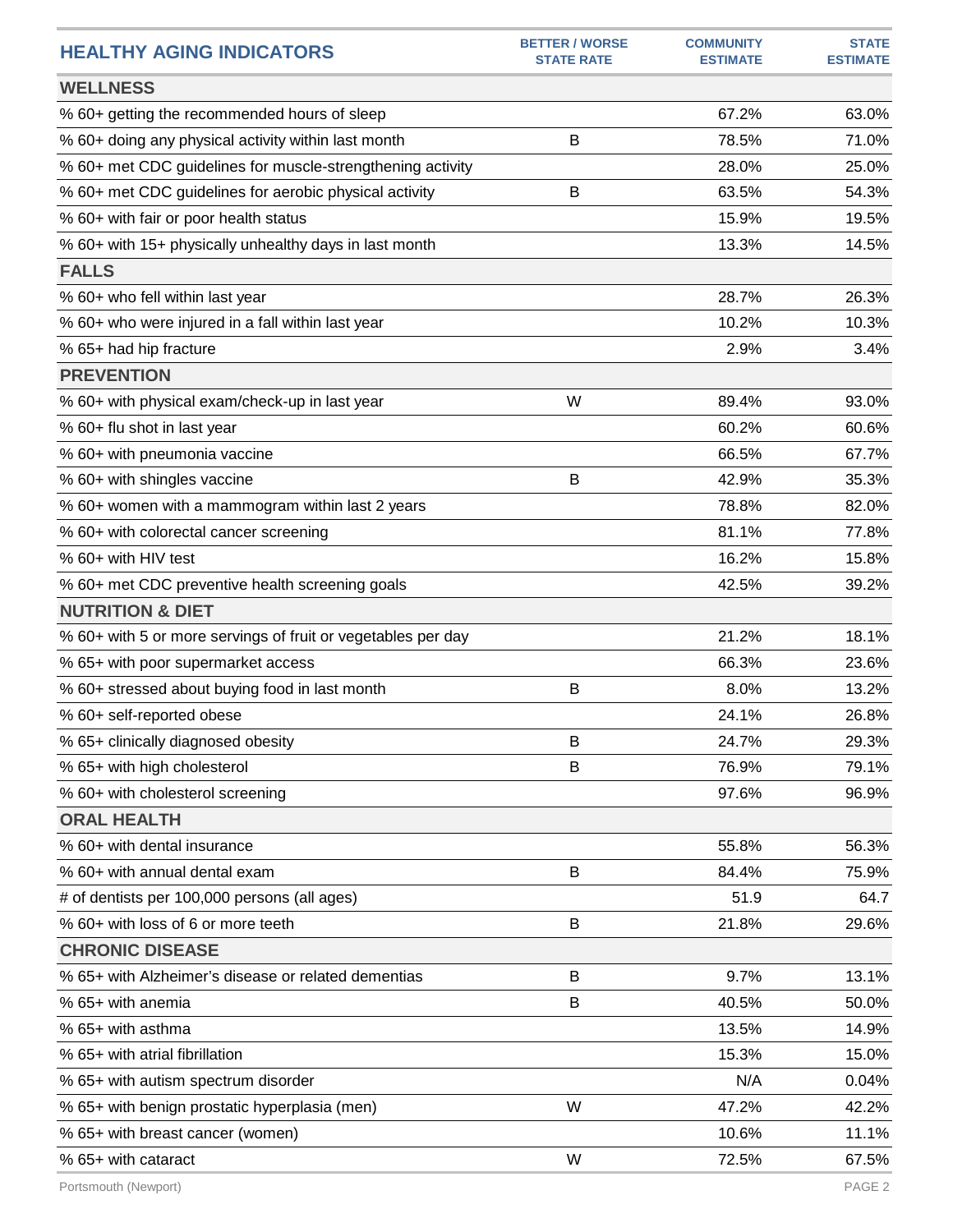| HEALTHY AGING INDICATORS | BETTER / WORSE STATE RATE | COMMUNITY ESTIMATE | STATE ESTIMATE |
|---|---|---|---|
| **WELLNESS** | | | |
| % 60+ getting the recommended hours of sleep | | 67.2% | 63.0% |
| % 60+ doing any physical activity within last month | B | 78.5% | 71.0% |
| % 60+ met CDC guidelines for muscle-strengthening activity | | 28.0% | 25.0% |
| % 60+ met CDC guidelines for aerobic physical activity | B | 63.5% | 54.3% |
| % 60+ with fair or poor health status | | 15.9% | 19.5% |
| % 60+ with 15+ physically unhealthy days in last month | | 13.3% | 14.5% |
| **FALLS** | | | |
| % 60+ who fell within last year | | 28.7% | 26.3% |
| % 60+ who were injured in a fall within last year | | 10.2% | 10.3% |
| % 65+ had hip fracture | | 2.9% | 3.4% |
| **PREVENTION** | | | |
| % 60+ with physical exam/check-up in last year | W | 89.4% | 93.0% |
| % 60+ flu shot in last year | | 60.2% | 60.6% |
| % 60+ with pneumonia vaccine | | 66.5% | 67.7% |
| % 60+ with shingles vaccine | B | 42.9% | 35.3% |
| % 60+ women with a mammogram within last 2 years | | 78.8% | 82.0% |
| % 60+ with colorectal cancer screening | | 81.1% | 77.8% |
| % 60+ with HIV test | | 16.2% | 15.8% |
| % 60+ met CDC preventive health screening goals | | 42.5% | 39.2% |
| **NUTRITION & DIET** | | | |
| % 60+ with 5 or more servings of fruit or vegetables per day | | 21.2% | 18.1% |
| % 65+ with poor supermarket access | | 66.3% | 23.6% |
| % 60+ stressed about buying food in last month | B | 8.0% | 13.2% |
| % 60+ self-reported obese | | 24.1% | 26.8% |
| % 65+ clinically diagnosed obesity | B | 24.7% | 29.3% |
| % 65+ with high cholesterol | B | 76.9% | 79.1% |
| % 60+ with cholesterol screening | | 97.6% | 96.9% |
| **ORAL HEALTH** | | | |
| % 60+ with dental insurance | | 55.8% | 56.3% |
| % 60+ with annual dental exam | B | 84.4% | 75.9% |
| # of dentists per 100,000 persons (all ages) | | 51.9 | 64.7 |
| % 60+ with loss of 6 or more teeth | B | 21.8% | 29.6% |
| **CHRONIC DISEASE** | | | |
| % 65+ with Alzheimer's disease or related dementias | B | 9.7% | 13.1% |
| % 65+ with anemia | B | 40.5% | 50.0% |
| % 65+ with asthma | | 13.5% | 14.9% |
| % 65+ with atrial fibrillation | | 15.3% | 15.0% |
| % 65+ with autism spectrum disorder | | N/A | 0.04% |
| % 65+ with benign prostatic hyperplasia (men) | W | 47.2% | 42.2% |
| % 65+ with breast cancer (women) | | 10.6% | 11.1% |
| % 65+ with cataract | W | 72.5% | 67.5% |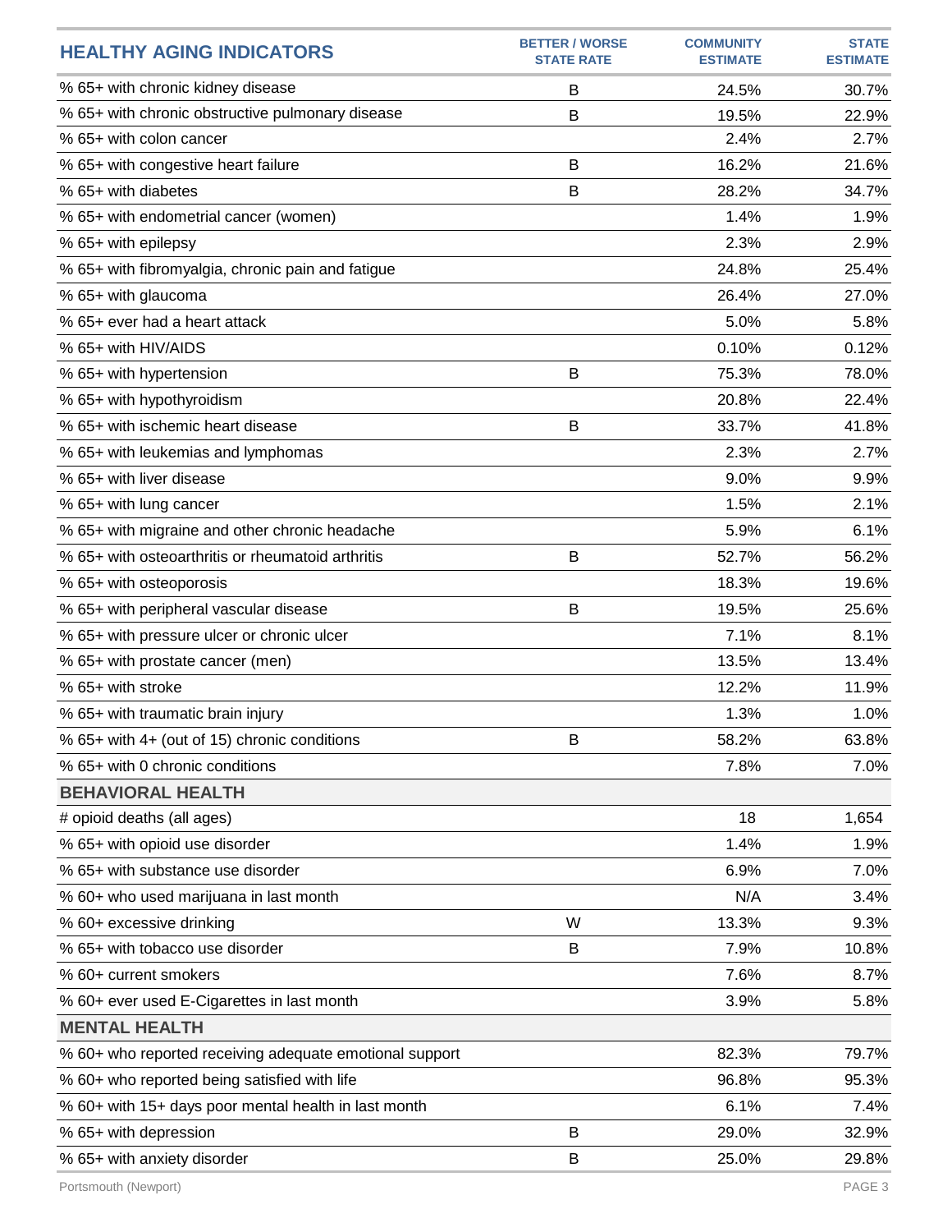| HEALTHY AGING INDICATORS | BETTER / WORSE STATE RATE | COMMUNITY ESTIMATE | STATE ESTIMATE |
|---|---|---|---|
| % 65+ with chronic kidney disease | B | 24.5% | 30.7% |
| % 65+ with chronic obstructive pulmonary disease | B | 19.5% | 22.9% |
| % 65+ with colon cancer | | 2.4% | 2.7% |
| % 65+ with congestive heart failure | B | 16.2% | 21.6% |
| % 65+ with diabetes | B | 28.2% | 34.7% |
| % 65+ with endometrial cancer (women) | | 1.4% | 1.9% |
| % 65+ with epilepsy | | 2.3% | 2.9% |
| % 65+ with fibromyalgia, chronic pain and fatigue | | 24.8% | 25.4% |
| % 65+ with glaucoma | | 26.4% | 27.0% |
| % 65+ ever had a heart attack | | 5.0% | 5.8% |
| % 65+ with HIV/AIDS | | 0.10% | 0.12% |
| % 65+ with hypertension | B | 75.3% | 78.0% |
| % 65+ with hypothyroidism | | 20.8% | 22.4% |
| % 65+ with ischemic heart disease | B | 33.7% | 41.8% |
| % 65+ with leukemias and lymphomas | | 2.3% | 2.7% |
| % 65+ with liver disease | | 9.0% | 9.9% |
| % 65+ with lung cancer | | 1.5% | 2.1% |
| % 65+ with migraine and other chronic headache | | 5.9% | 6.1% |
| % 65+ with osteoarthritis or rheumatoid arthritis | B | 52.7% | 56.2% |
| % 65+ with osteoporosis | | 18.3% | 19.6% |
| % 65+ with peripheral vascular disease | B | 19.5% | 25.6% |
| % 65+ with pressure ulcer or chronic ulcer | | 7.1% | 8.1% |
| % 65+ with prostate cancer (men) | | 13.5% | 13.4% |
| % 65+ with stroke | | 12.2% | 11.9% |
| % 65+ with traumatic brain injury | | 1.3% | 1.0% |
| % 65+ with 4+ (out of 15) chronic conditions | B | 58.2% | 63.8% |
| % 65+ with 0 chronic conditions | | 7.8% | 7.0% |
| **BEHAVIORAL HEALTH** | | | |
| # opioid deaths (all ages) | | 18 | 1,654 |
| % 65+ with opioid use disorder | | 1.4% | 1.9% |
| % 65+ with substance use disorder | | 6.9% | 7.0% |
| % 60+ who used marijuana in last month | | N/A | 3.4% |
| % 60+ excessive drinking | W | 13.3% | 9.3% |
| % 65+ with tobacco use disorder | B | 7.9% | 10.8% |
| % 60+ current smokers | | 7.6% | 8.7% |
| % 60+ ever used E-Cigarettes in last month | | 3.9% | 5.8% |
| **MENTAL HEALTH** | | | |
| % 60+ who reported receiving adequate emotional support | | 82.3% | 79.7% |
| % 60+ who reported being satisfied with life | | 96.8% | 95.3% |
| % 60+ with 15+ days poor mental health in last month | | 6.1% | 7.4% |
| % 65+ with depression | B | 29.0% | 32.9% |
| % 65+ with anxiety disorder | B | 25.0% | 29.8% |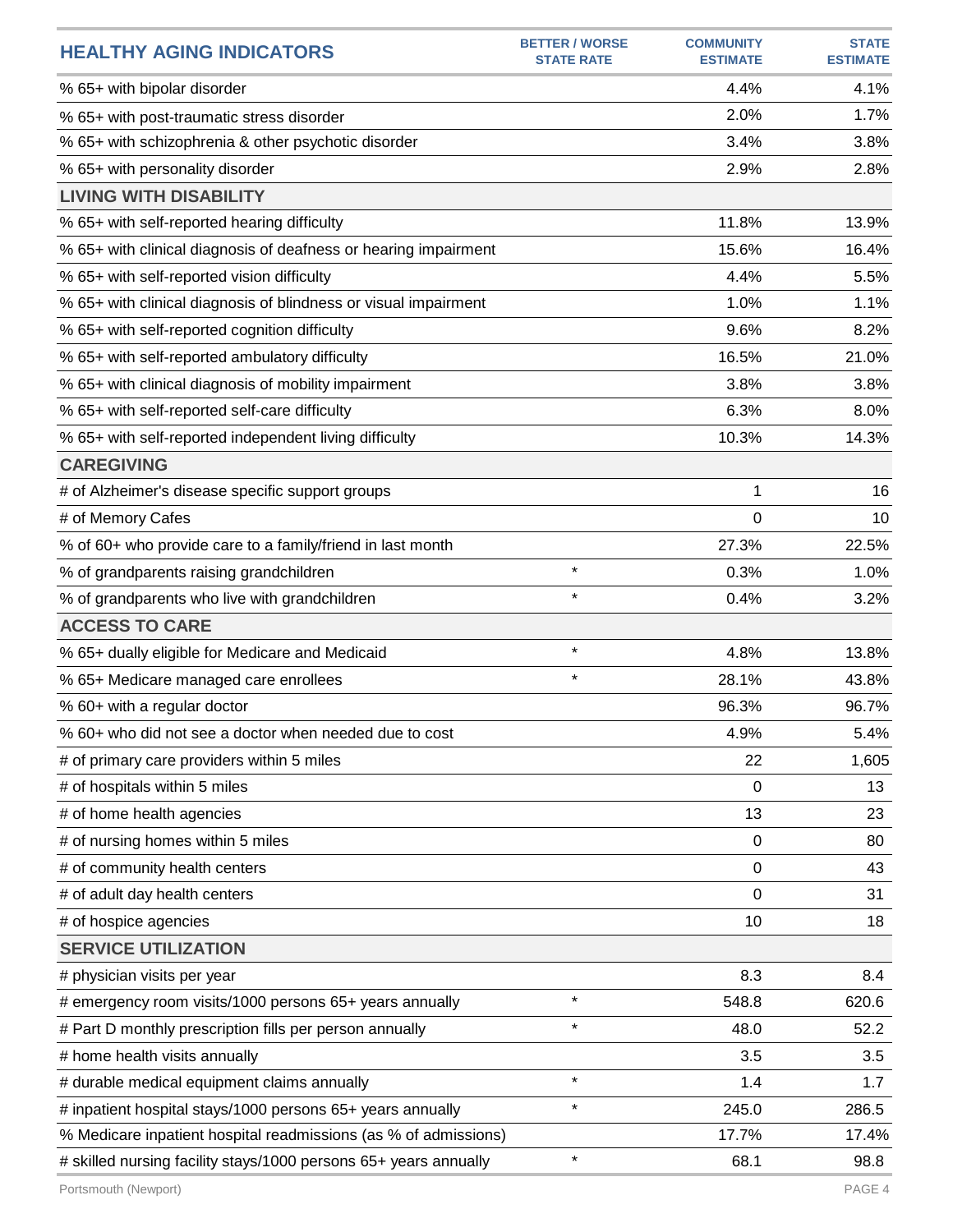| HEALTHY AGING INDICATORS | BETTER / WORSE STATE RATE | COMMUNITY ESTIMATE | STATE ESTIMATE |
|---|---|---|---|
| % 65+ with bipolar disorder | | 4.4% | 4.1% |
| % 65+ with post-traumatic stress disorder | | 2.0% | 1.7% |
| % 65+ with schizophrenia & other psychotic disorder | | 3.4% | 3.8% |
| % 65+ with personality disorder | | 2.9% | 2.8% |
| **LIVING WITH DISABILITY** | | | |
| % 65+ with self-reported hearing difficulty | | 11.8% | 13.9% |
| % 65+ with clinical diagnosis of deafness or hearing impairment | | 15.6% | 16.4% |
| % 65+ with self-reported vision difficulty | | 4.4% | 5.5% |
| % 65+ with clinical diagnosis of blindness or visual impairment | | 1.0% | 1.1% |
| % 65+ with self-reported cognition difficulty | | 9.6% | 8.2% |
| % 65+ with self-reported ambulatory difficulty | | 16.5% | 21.0% |
| % 65+ with clinical diagnosis of mobility impairment | | 3.8% | 3.8% |
| % 65+ with self-reported self-care difficulty | | 6.3% | 8.0% |
| % 65+ with self-reported independent living difficulty | | 10.3% | 14.3% |
| **CAREGIVING** | | | |
| # of Alzheimer's disease specific support groups | | 1 | 16 |
| # of Memory Cafes | | 0 | 10 |
| % of 60+ who provide care to a family/friend in last month | | 27.3% | 22.5% |
| % of grandparents raising grandchildren | * | 0.3% | 1.0% |
| % of grandparents who live with grandchildren | * | 0.4% | 3.2% |
| **ACCESS TO CARE** | | | |
| % 65+ dually eligible for Medicare and Medicaid | * | 4.8% | 13.8% |
| % 65+ Medicare managed care enrollees | * | 28.1% | 43.8% |
| % 60+ with a regular doctor | | 96.3% | 96.7% |
| % 60+ who did not see a doctor when needed due to cost | | 4.9% | 5.4% |
| # of primary care providers within 5 miles | | 22 | 1,605 |
| # of hospitals within 5 miles | | 0 | 13 |
| # of home health agencies | | 13 | 23 |
| # of nursing homes within 5 miles | | 0 | 80 |
| # of community health centers | | 0 | 43 |
| # of adult day health centers | | 0 | 31 |
| # of hospice agencies | | 10 | 18 |
| **SERVICE UTILIZATION** | | | |
| # physician visits per year | | 8.3 | 8.4 |
| # emergency room visits/1000 persons 65+ years annually | * | 548.8 | 620.6 |
| # Part D monthly prescription fills per person annually | * | 48.0 | 52.2 |
| # home health visits annually | | 3.5 | 3.5 |
| # durable medical equipment claims annually | * | 1.4 | 1.7 |
| # inpatient hospital stays/1000 persons 65+ years annually | * | 245.0 | 286.5 |
| % Medicare inpatient hospital readmissions (as % of admissions) | | 17.7% | 17.4% |
| # skilled nursing facility stays/1000 persons 65+ years annually | * | 68.1 | 98.8 |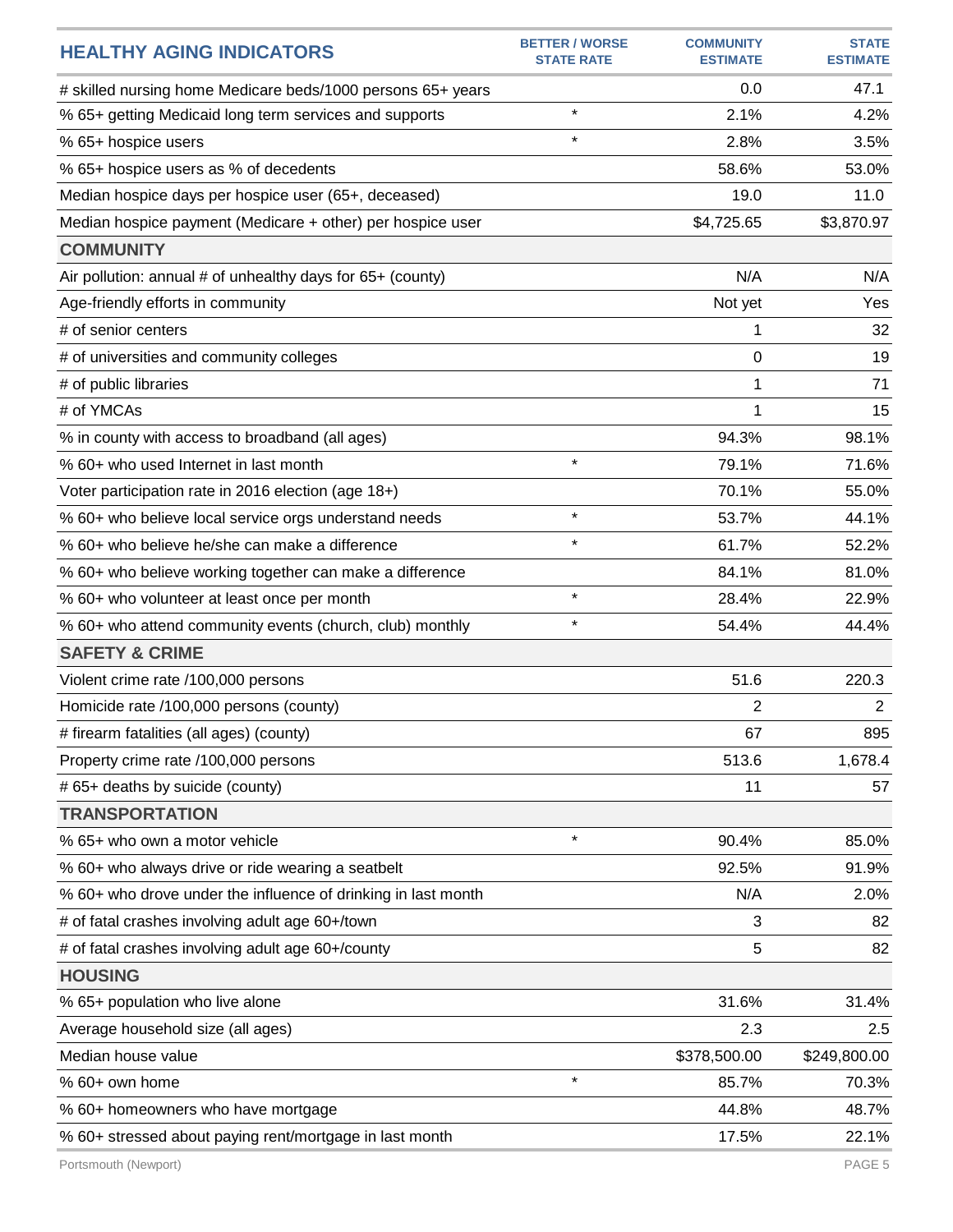| HEALTHY AGING INDICATORS | BETTER / WORSE STATE RATE | COMMUNITY ESTIMATE | STATE ESTIMATE |
|---|---|---|---|
| # skilled nursing home Medicare beds/1000 persons 65+ years | | 0.0 | 47.1 |
| % 65+ getting Medicaid long term services and supports | * | 2.1% | 4.2% |
| % 65+ hospice users | * | 2.8% | 3.5% |
| % 65+ hospice users as % of decedents | | 58.6% | 53.0% |
| Median hospice days per hospice user (65+, deceased) | | 19.0 | 11.0 |
| Median hospice payment (Medicare + other) per hospice user | | $4,725.65 | $3,870.97 |
| **COMMUNITY** | | | |
| Air pollution: annual # of unhealthy days for 65+ (county) | | N/A | N/A |
| Age-friendly efforts in community | | Not yet | Yes |
| # of senior centers | | 1 | 32 |
| # of universities and community colleges | | 0 | 19 |
| # of public libraries | | 1 | 71 |
| # of YMCAs | | 1 | 15 |
| % in county with access to broadband (all ages) | | 94.3% | 98.1% |
| % 60+ who used Internet in last month | * | 79.1% | 71.6% |
| Voter participation rate in 2016 election (age 18+) | | 70.1% | 55.0% |
| % 60+ who believe local service orgs understand needs | * | 53.7% | 44.1% |
| % 60+ who believe he/she can make a difference | * | 61.7% | 52.2% |
| % 60+ who believe working together can make a difference | | 84.1% | 81.0% |
| % 60+ who volunteer at least once per month | * | 28.4% | 22.9% |
| % 60+ who attend community events (church, club) monthly | * | 54.4% | 44.4% |
| **SAFETY & CRIME** | | | |
| Violent crime rate /100,000 persons | | 51.6 | 220.3 |
| Homicide rate /100,000 persons (county) | | 2 | 2 |
| # firearm fatalities (all ages) (county) | | 67 | 895 |
| Property crime rate /100,000 persons | | 513.6 | 1,678.4 |
| # 65+ deaths by suicide (county) | | 11 | 57 |
| **TRANSPORTATION** | | | |
| % 65+ who own a motor vehicle | * | 90.4% | 85.0% |
| % 60+ who always drive or ride wearing a seatbelt | | 92.5% | 91.9% |
| % 60+ who drove under the influence of drinking in last month | | N/A | 2.0% |
| # of fatal crashes involving adult age 60+/town | | 3 | 82 |
| # of fatal crashes involving adult age 60+/county | | 5 | 82 |
| **HOUSING** | | | |
| % 65+ population who live alone | | 31.6% | 31.4% |
| Average household size (all ages) | | 2.3 | 2.5 |
| Median house value | | $378,500.00 | $249,800.00 |
| % 60+ own home | * | 85.7% | 70.3% |
| % 60+ homeowners who have mortgage | | 44.8% | 48.7% |
| % 60+ stressed about paying rent/mortgage in last month | | 17.5% | 22.1% |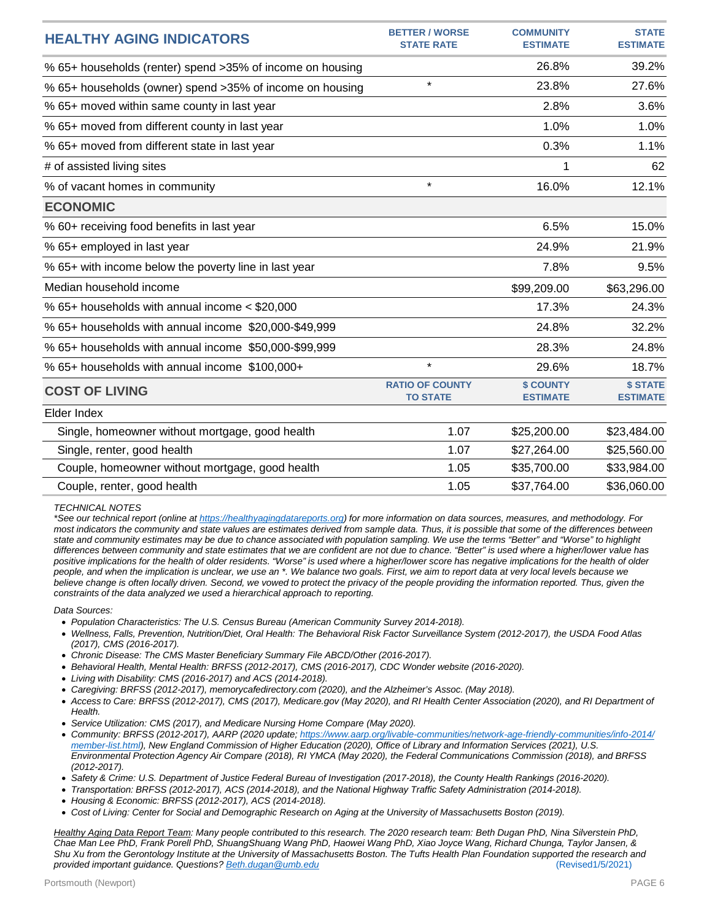| HEALTHY AGING INDICATORS | BETTER / WORSE STATE RATE | COMMUNITY ESTIMATE | STATE ESTIMATE |
|---|---|---|---|
| % 65+ households (renter) spend >35% of income on housing | | 26.8% | 39.2% |
| % 65+ households (owner) spend >35% of income on housing | * | 23.8% | 27.6% |
| % 65+ moved within same county in last year | | 2.8% | 3.6% |
| % 65+ moved from different county in last year | | 1.0% | 1.0% |
| % 65+ moved from different state in last year | | 0.3% | 1.1% |
| # of assisted living sites | | 1 | 62 |
| % of vacant homes in community | * | 16.0% | 12.1% |
| **ECONOMIC** | | | |
| % 60+ receiving food benefits in last year | | 6.5% | 15.0% |
| % 65+ employed in last year | | 24.9% | 21.9% |
| % 65+ with income below the poverty line in last year | | 7.8% | 9.5% |
| Median household income | | $99,209.00 | $63,296.00 |
| % 65+ households with annual income < $20,000 | | 17.3% | 24.3% |
| % 65+ households with annual income $20,000-$49,999 | | 24.8% | 32.2% |
| % 65+ households with annual income $50,000-$99,999 | | 28.3% | 24.8% |
| % 65+ households with annual income $100,000+ | * | 29.6% | 18.7% |
| **COST OF LIVING** | **RATIO OF COUNTY TO STATE** | **$ COUNTY ESTIMATE** | **$ STATE ESTIMATE** |
| Elder Index | | | |
| Single, homeowner without mortgage, good health | 1.07 | $25,200.00 | $23,484.00 |
| Single, renter, good health | 1.07 | $27,264.00 | $25,560.00 |
| Couple, homeowner without mortgage, good health | 1.05 | $35,700.00 | $33,984.00 |
| Couple, renter, good health | 1.05 | $37,764.00 | $36,060.00 |

*TECHNICAL NOTES*

**See our technical report (online at https://healthyagingdatareports.org) for more information on data sources, measures, and methodology. For most indicators the community and state values are estimates derived from sample data. Thus, it is possible that some of the differences between state and community estimates may be due to chance associated with population sampling. We use the terms "Better" and "Worse" to highlight differences between community and state estimates that we are confident are not due to chance. "Better" is used where a higher/lower value has positive implications for the health of older residents. "Worse" is used where a higher/lower score has negative implications for the health of older people, and when the implication is unclear, we use an *. We balance two goals. First, we aim to report data at very local levels because we believe change is often locally driven. Second, we vowed to protect the privacy of the people providing the information reported. Thus, given the constraints of the data analyzed we used a hierarchical approach to reporting.*

*Data Sources:*

- *Population Characteristics: The U.S. Census Bureau (American Community Survey 2014-2018).*
- *Wellness, Falls, Prevention, Nutrition/Diet, Oral Health: The Behavioral Risk Factor Surveillance System (2012-2017), the USDA Food Atlas (2017), CMS (2016-2017).*
- *Chronic Disease: The CMS Master Beneficiary Summary File ABCD/Other (2016-2017).*
- *Behavioral Health, Mental Health: BRFSS (2012-2017), CMS (2016-2017), CDC Wonder website (2016-2020).*
- *Living with Disability: CMS (2016-2017) and ACS (2014-2018).*
- *Caregiving: BRFSS (2012-2017), memorycafedirectory.com (2020), and the Alzheimer's Assoc. (May 2018).*
- *Access to Care: BRFSS (2012-2017), CMS (2017), Medicare.gov (May 2020), and RI Health Center Association (2020), and RI Department of Health.*
- *Service Utilization: CMS (2017), and Medicare Nursing Home Compare (May 2020).*
- *Community: BRFSS (2012-2017), AARP (2020 update; https://www.aarp.org/livable-communities/network-age-friendly-communities/info-2014/member-list.html), New England Commission of Higher Education (2020), Office of Library and Information Services (2021), U.S. Environmental Protection Agency Air Compare (2018), RI YMCA (May 2020), the Federal Communications Commission (2018), and BRFSS (2012-2017).*
- *Safety & Crime: U.S. Department of Justice Federal Bureau of Investigation (2017-2018), the County Health Rankings (2016-2020).*
- *Transportation: BRFSS (2012-2017), ACS (2014-2018), and the National Highway Traffic Safety Administration (2014-2018).*
- *Housing & Economic: BRFSS (2012-2017), ACS (2014-2018).*
- *Cost of Living: Center for Social and Demographic Research on Aging at the University of Massachusetts Boston (2019).*

*Healthy Aging Data Report Team: Many people contributed to this research. The 2020 research team: Beth Dugan PhD, Nina Silverstein PhD, Chae Man Lee PhD, Frank Porell PhD, ShuangShuang Wang PhD, Haowei Wang PhD, Xiao Joyce Wang, Richard Chunga, Taylor Jansen, & Shu Xu from the Gerontology Institute at the University of Massachusetts Boston. The Tufts Health Plan Foundation supported the research and provided important guidance. Questions? Beth.dugan@umb.edu* (Revised1/5/2021)